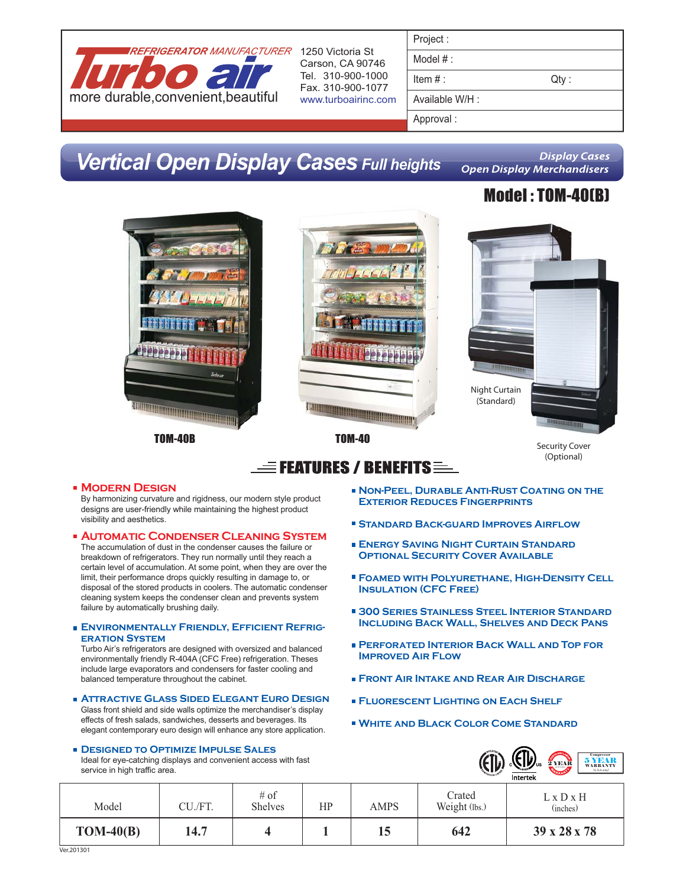REFRIGERATOR MANUFACTURER

Turbo air

more durable,convenient,beautiful

1250 Victoria St
Carson, CA 90746
Tel. 310-900-1000
Fax. 310-900-1077
www.turboairinc.com

| Project : | |
|---|---|
| Model # : | |
| Item # : | Qty : |
| Available W/H : | |
| Approval : | |

# Vertical Open Display Cases Full heights

*Display Cases*
*Open Display Merchandisers*

## Model : TOM-40(B)

TOM-40B

TOM-40

Night Curtain (Standard)

Security Cover (Optional)

## FEATURES / BENEFITS

- **Modern Design**
  By harmonizing curvature and rigidness, our modern style product designs are user-friendly while maintaining the highest product visibility and aesthetics.
- **Automatic Condenser Cleaning System**
  The accumulation of dust in the condenser causes the failure or breakdown of refrigerators. They run normally until they reach a certain level of accumulation. At some point, when they are over the limit, their performance drops quickly resulting in damage to, or disposal of the stored products in coolers. The automatic condenser cleaning system keeps the condenser clean and prevents system failure by automatically brushing daily.
- **Environmentally Friendly, Efficient Refrigeration System**
  Turbo Air's refrigerators are designed with oversized and balanced environmentally friendly R-404A (CFC Free) refrigeration. Theses include large evaporators and condensers for faster cooling and balanced temperature throughout the cabinet.
- **Attractive Glass Sided Elegant Euro Design**
  Glass front shield and side walls optimize the merchandiser's display effects of fresh salads, sandwiches, desserts and beverages. Its elegant contemporary euro design will enhance any store application.
- **Designed to Optimize Impulse Sales**
  Ideal for eye-catching displays and convenient access with fast service in high traffic area.
- **Non-Peel, Durable Anti-Rust Coating on the Exterior Reduces Fingerprints**
- **Standard Back-Guard Improves Airflow**
- **Energy Saving Night Curtain Standard Optional Security Cover Available**
- **Foamed with Polyurethane, High-Density Cell Insulation (CFC Free)**
- **300 Series Stainless Steel Interior Standard Including Back Wall, Shelves and Deck Pans**
- **Perforated Interior Back Wall and Top for Improved Air Flow**
- **Front Air Intake and Rear Air Discharge**
- **Fluorescent Lighting on Each Shelf**
- **White and Black Color Come Standard**

2 YEAR WARRANTY | Compressor 5 YEAR WARRANTY

| Model | CU./FT. | # of Shelves | HP | AMPS | Crated Weight (lbs.) | L x D x H (inches) |
|---|---|---|---|---|---|---|
| **TOM-40(B)** | **14.7** | **4** | **1** | **15** | **642** | **39 x 28 x 78** |

Ver.201301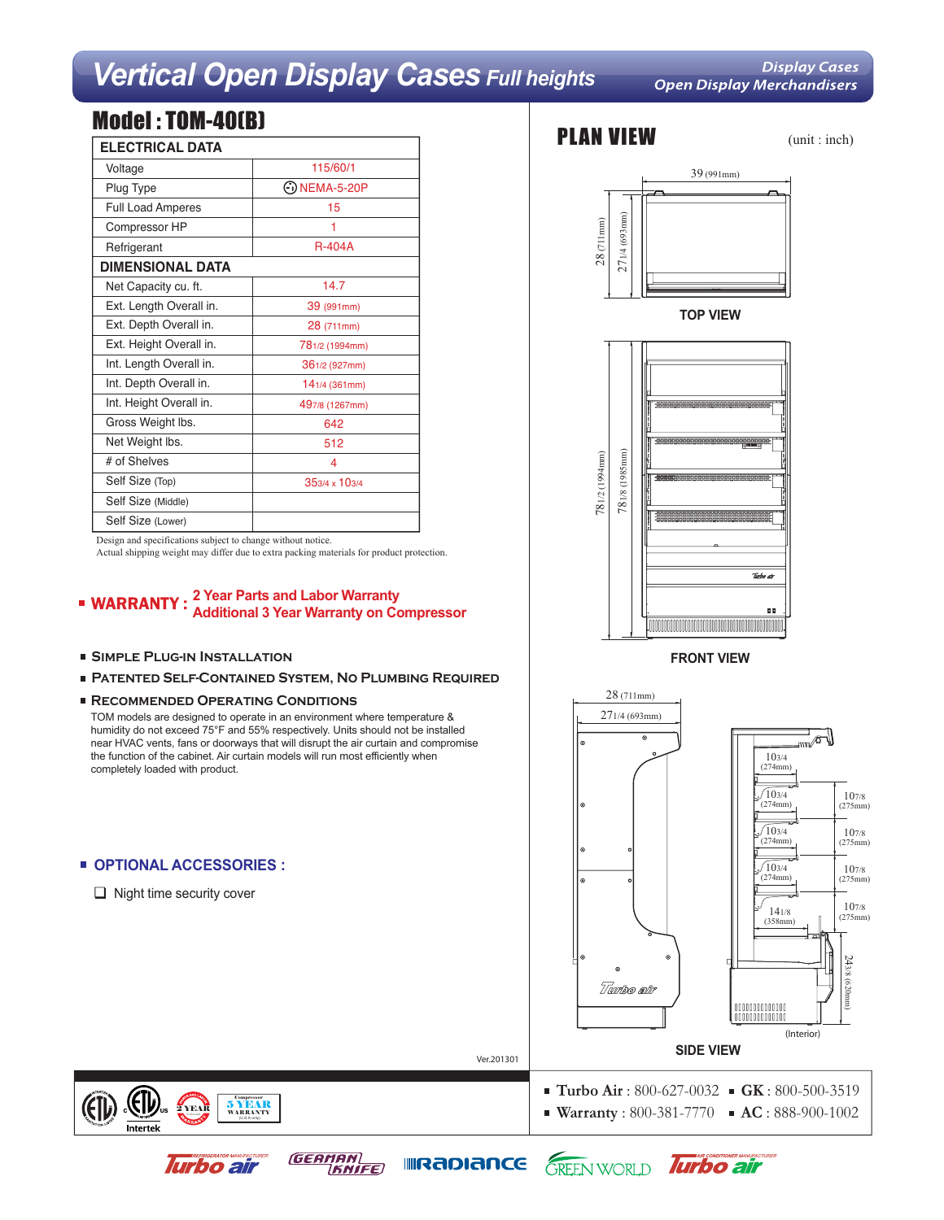# Vertical Open Display Cases *Full heights*

*Display Cases*
*Open Display Merchandisers*

## Model : TOM-40(B)

| | |
|---|---|
| **ELECTRICAL DATA** | |
| Voltage | 115/60/1 |
| Plug Type | NEMA-5-20P |
| Full Load Amperes | 15 |
| Compressor HP | 1 |
| Refrigerant | R-404A |
| **DIMENSIONAL DATA** | |
| Net Capacity cu. ft. | 14.7 |
| Ext. Length Overall in. | 39 (991mm) |
| Ext. Depth Overall in. | 28 (711mm) |
| Ext. Height Overall in. | 78 1/2 (1994mm) |
| Int. Length Overall in. | 36 1/2 (927mm) |
| Int. Depth Overall in. | 14 1/4 (361mm) |
| Int. Height Overall in. | 49 7/8 (1267mm) |
| Gross Weight lbs. | 642 |
| Net Weight lbs. | 512 |
| # of Shelves | 4 |
| Self Size (Top) | 35 3/4 x 10 3/4 |
| Self Size (Middle) | |
| Self Size (Lower) | |

Design and specifications subject to change without notice.
Actual shipping weight may differ due to extra packing materials for product protection.

**WARRANTY :** 2 Year Parts and Labor Warranty
Additional 3 Year Warranty on Compressor

- **SIMPLE PLUG-IN INSTALLATION**
- **PATENTED SELF-CONTAINED SYSTEM, NO PLUMBING REQUIRED**
- **RECOMMENDED OPERATING CONDITIONS**

TOM models are designed to operate in an environment where temperature & humidity do not exceed 75°F and 55% respectively. Units should not be installed near HVAC vents, fans or doorways that will disrupt the air curtain and compromise the function of the cabinet. Air curtain models will run most efficiently when completely loaded with product.

- **OPTIONAL ACCESSORIES :**

☐ Night time security cover

## PLAN VIEW

(unit : inch)

39 (991mm)
28 (711mm)
27 1/4 (693mm)

TOP VIEW

78 1/2 (1994mm)
78 1/8 (1985mm)

FRONT VIEW

28 (711mm)
27 1/4 (693mm)
10 3/4 (274mm)
10 3/4 (274mm)
10 3/4 (274mm)
10 3/4 (274mm)
14 1/8 (358mm)
10 7/8 (275mm)
10 7/8 (275mm)
10 7/8 (275mm)
10 7/8 (275mm)
24 3/8 (620mm)
(Interior)

SIDE VIEW

Ver.201301

- **Turbo Air** : 800-627-0032
- **GK** : 800-500-3519
- **Warranty** : 800-381-7770
- **AC** : 888-900-1002